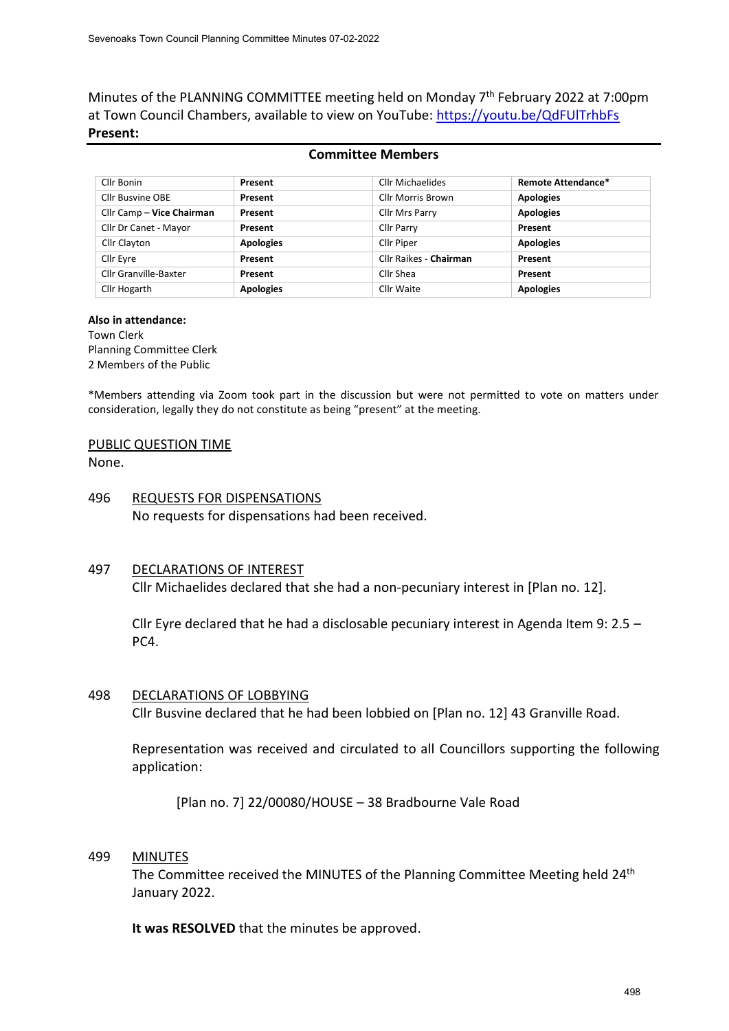Minutes of the PLANNING COMMITTEE meeting held on Monday 7th February 2022 at 7:00pm at Town Council Chambers, available to view on YouTube: https://youtu.be/QdFUlTrhbFs

**Present:**

**Committee Members**

| | | | |
|---|---|---|---|
| Cllr Bonin | **Present** | Cllr Michaelides | **Remote Attendance*** |
| Cllr Busvine OBE | **Present** | Cllr Morris Brown | **Apologies** |
| Cllr Camp – **Vice Chairman** | **Present** | Cllr Mrs Parry | **Apologies** |
| Cllr Dr Canet - Mayor | **Present** | Cllr Parry | **Present** |
| Cllr Clayton | **Apologies** | Cllr Piper | **Apologies** |
| Cllr Eyre | **Present** | Cllr Raikes - **Chairman** | **Present** |
| Cllr Granville-Baxter | **Present** | Cllr Shea | **Present** |
| Cllr Hogarth | **Apologies** | Cllr Waite | **Apologies** |

**Also in attendance:**
Town Clerk
Planning Committee Clerk
2 Members of the Public

*Members attending via Zoom took part in the discussion but were not permitted to vote on matters under consideration, legally they do not constitute as being "present" at the meeting.

PUBLIC QUESTION TIME

None.

496 REQUESTS FOR DISPENSATIONS

No requests for dispensations had been received.

497 DECLARATIONS OF INTEREST

Cllr Michaelides declared that she had a non-pecuniary interest in [Plan no. 12].

Cllr Eyre declared that he had a disclosable pecuniary interest in Agenda Item 9: 2.5 – PC4.

498 DECLARATIONS OF LOBBYING

Cllr Busvine declared that he had been lobbied on [Plan no. 12] 43 Granville Road.

Representation was received and circulated to all Councillors supporting the following application:

[Plan no. 7] 22/00080/HOUSE – 38 Bradbourne Vale Road

499 MINUTES

The Committee received the MINUTES of the Planning Committee Meeting held 24th January 2022.

**It was RESOLVED** that the minutes be approved.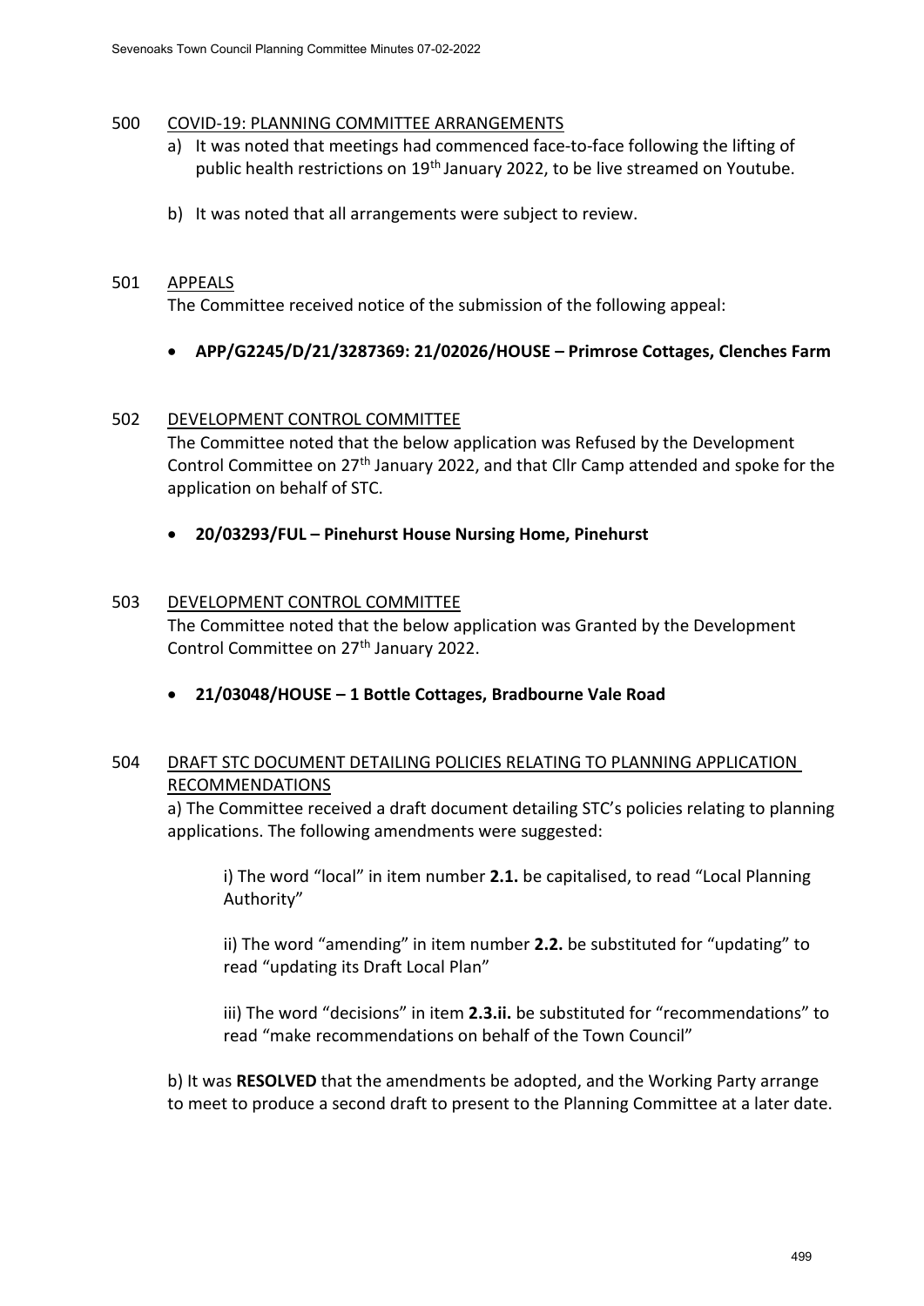500 COVID-19: PLANNING COMMITTEE ARRANGEMENTS

a) It was noted that meetings had commenced face-to-face following the lifting of public health restrictions on 19th January 2022, to be live streamed on Youtube.

b) It was noted that all arrangements were subject to review.

501 APPEALS

The Committee received notice of the submission of the following appeal:

- **APP/G2245/D/21/3287369: 21/02026/HOUSE – Primrose Cottages, Clenches Farm**

502 DEVELOPMENT CONTROL COMMITTEE

The Committee noted that the below application was Refused by the Development Control Committee on 27th January 2022, and that Cllr Camp attended and spoke for the application on behalf of STC.

- **20/03293/FUL – Pinehurst House Nursing Home, Pinehurst**

503 DEVELOPMENT CONTROL COMMITTEE

The Committee noted that the below application was Granted by the Development Control Committee on 27th January 2022.

- **21/03048/HOUSE – 1 Bottle Cottages, Bradbourne Vale Road**

504 DRAFT STC DOCUMENT DETAILING POLICIES RELATING TO PLANNING APPLICATION RECOMMENDATIONS

a) The Committee received a draft document detailing STC's policies relating to planning applications. The following amendments were suggested:

i) The word "local" in item number **2.1.** be capitalised, to read "Local Planning Authority"

ii) The word "amending" in item number **2.2.** be substituted for "updating" to read "updating its Draft Local Plan"

iii) The word "decisions" in item **2.3.ii.** be substituted for "recommendations" to read "make recommendations on behalf of the Town Council"

b) It was **RESOLVED** that the amendments be adopted, and the Working Party arrange to meet to produce a second draft to present to the Planning Committee at a later date.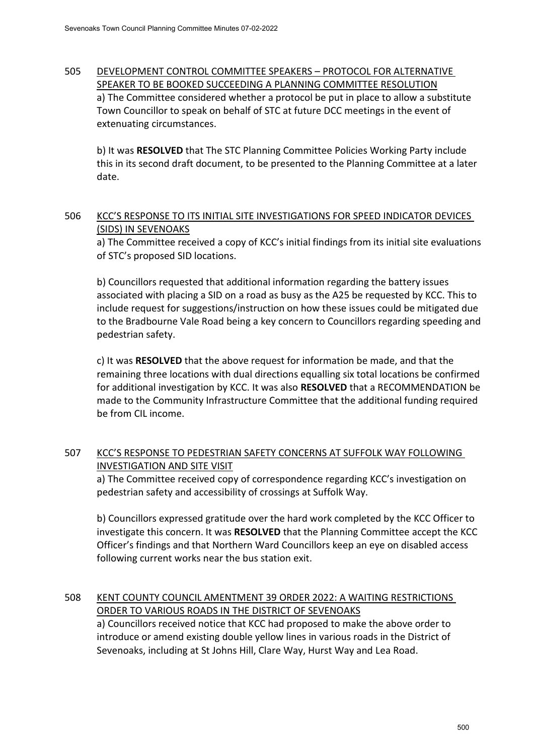505 DEVELOPMENT CONTROL COMMITTEE SPEAKERS – PROTOCOL FOR ALTERNATIVE SPEAKER TO BE BOOKED SUCCEEDING A PLANNING COMMITTEE RESOLUTION

a) The Committee considered whether a protocol be put in place to allow a substitute Town Councillor to speak on behalf of STC at future DCC meetings in the event of extenuating circumstances.

b) It was **RESOLVED** that The STC Planning Committee Policies Working Party include this in its second draft document, to be presented to the Planning Committee at a later date.

506 KCC'S RESPONSE TO ITS INITIAL SITE INVESTIGATIONS FOR SPEED INDICATOR DEVICES (SIDS) IN SEVENOAKS

a) The Committee received a copy of KCC's initial findings from its initial site evaluations of STC's proposed SID locations.

b) Councillors requested that additional information regarding the battery issues associated with placing a SID on a road as busy as the A25 be requested by KCC. This to include request for suggestions/instruction on how these issues could be mitigated due to the Bradbourne Vale Road being a key concern to Councillors regarding speeding and pedestrian safety.

c) It was **RESOLVED** that the above request for information be made, and that the remaining three locations with dual directions equalling six total locations be confirmed for additional investigation by KCC. It was also **RESOLVED** that a RECOMMENDATION be made to the Community Infrastructure Committee that the additional funding required be from CIL income.

507 KCC'S RESPONSE TO PEDESTRIAN SAFETY CONCERNS AT SUFFOLK WAY FOLLOWING INVESTIGATION AND SITE VISIT

a) The Committee received copy of correspondence regarding KCC's investigation on pedestrian safety and accessibility of crossings at Suffolk Way.

b) Councillors expressed gratitude over the hard work completed by the KCC Officer to investigate this concern. It was **RESOLVED** that the Planning Committee accept the KCC Officer's findings and that Northern Ward Councillors keep an eye on disabled access following current works near the bus station exit.

508 KENT COUNTY COUNCIL AMENTMENT 39 ORDER 2022: A WAITING RESTRICTIONS ORDER TO VARIOUS ROADS IN THE DISTRICT OF SEVENOAKS

a) Councillors received notice that KCC had proposed to make the above order to introduce or amend existing double yellow lines in various roads in the District of Sevenoaks, including at St Johns Hill, Clare Way, Hurst Way and Lea Road.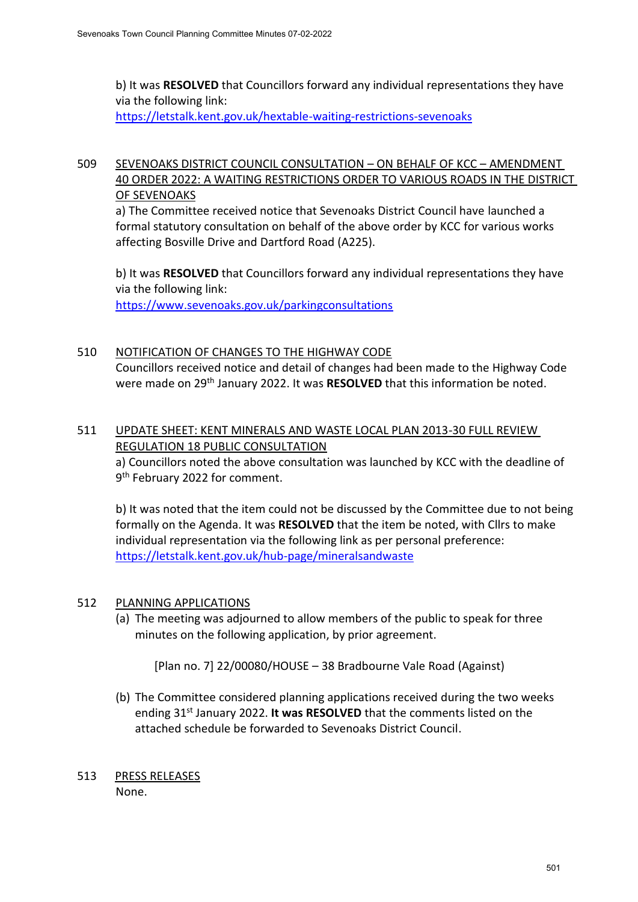b) It was **RESOLVED** that Councillors forward any individual representations they have via the following link:
https://letstalk.kent.gov.uk/hextable-waiting-restrictions-sevenoaks

509 SEVENOAKS DISTRICT COUNCIL CONSULTATION – ON BEHALF OF KCC – AMENDMENT 40 ORDER 2022: A WAITING RESTRICTIONS ORDER TO VARIOUS ROADS IN THE DISTRICT OF SEVENOAKS

a) The Committee received notice that Sevenoaks District Council have launched a formal statutory consultation on behalf of the above order by KCC for various works affecting Bosville Drive and Dartford Road (A225).

b) It was **RESOLVED** that Councillors forward any individual representations they have via the following link:
https://www.sevenoaks.gov.uk/parkingconsultations

510 NOTIFICATION OF CHANGES TO THE HIGHWAY CODE

Councillors received notice and detail of changes had been made to the Highway Code were made on 29th January 2022. It was **RESOLVED** that this information be noted.

511 UPDATE SHEET: KENT MINERALS AND WASTE LOCAL PLAN 2013-30 FULL REVIEW REGULATION 18 PUBLIC CONSULTATION

a) Councillors noted the above consultation was launched by KCC with the deadline of 9th February 2022 for comment.

b) It was noted that the item could not be discussed by the Committee due to not being formally on the Agenda. It was **RESOLVED** that the item be noted, with Cllrs to make individual representation via the following link as per personal preference:
https://letstalk.kent.gov.uk/hub-page/mineralsandwaste

512 PLANNING APPLICATIONS

(a) The meeting was adjourned to allow members of the public to speak for three minutes on the following application, by prior agreement.

[Plan no. 7] 22/00080/HOUSE – 38 Bradbourne Vale Road (Against)

(b) The Committee considered planning applications received during the two weeks ending 31st January 2022. **It was RESOLVED** that the comments listed on the attached schedule be forwarded to Sevenoaks District Council.

513 PRESS RELEASES

None.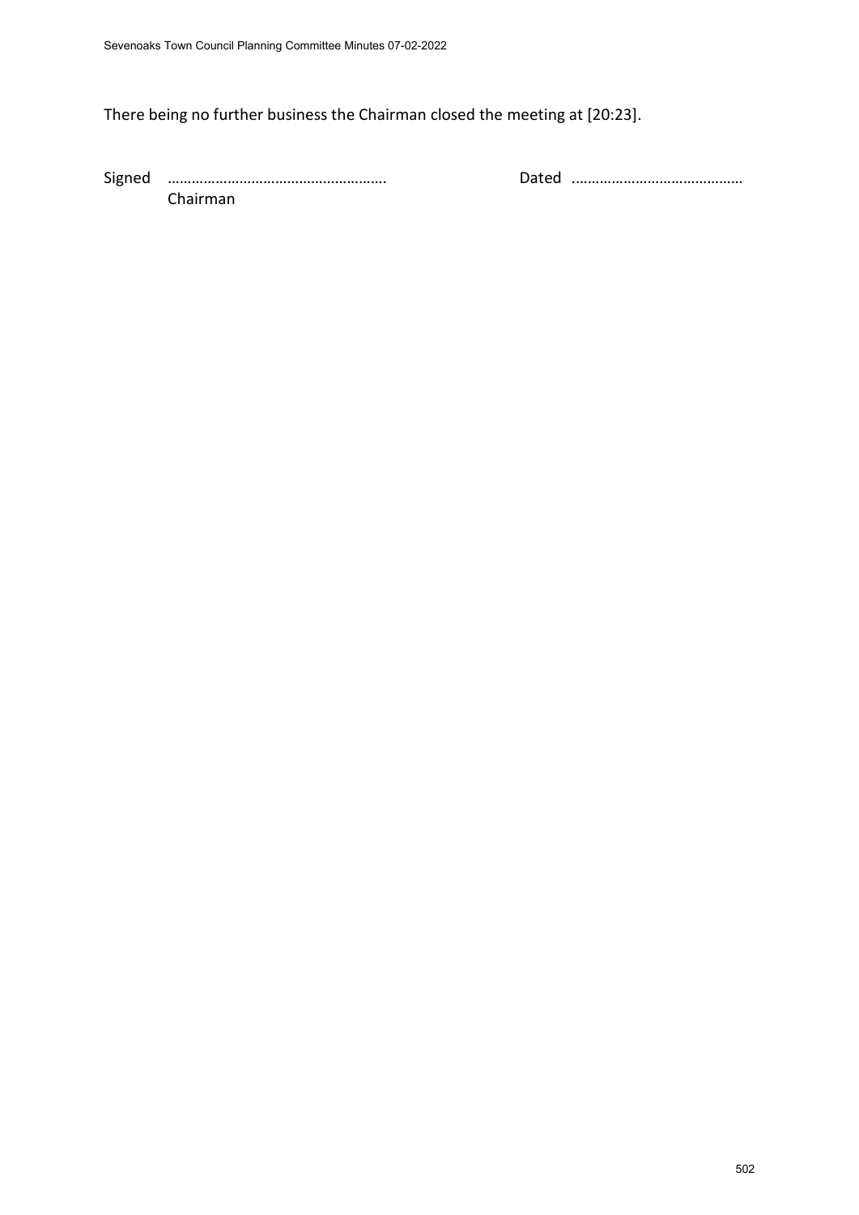There being no further business the Chairman closed the meeting at [20:23].

Signed ……………………………………………….  Dated ……………………………………
Chairman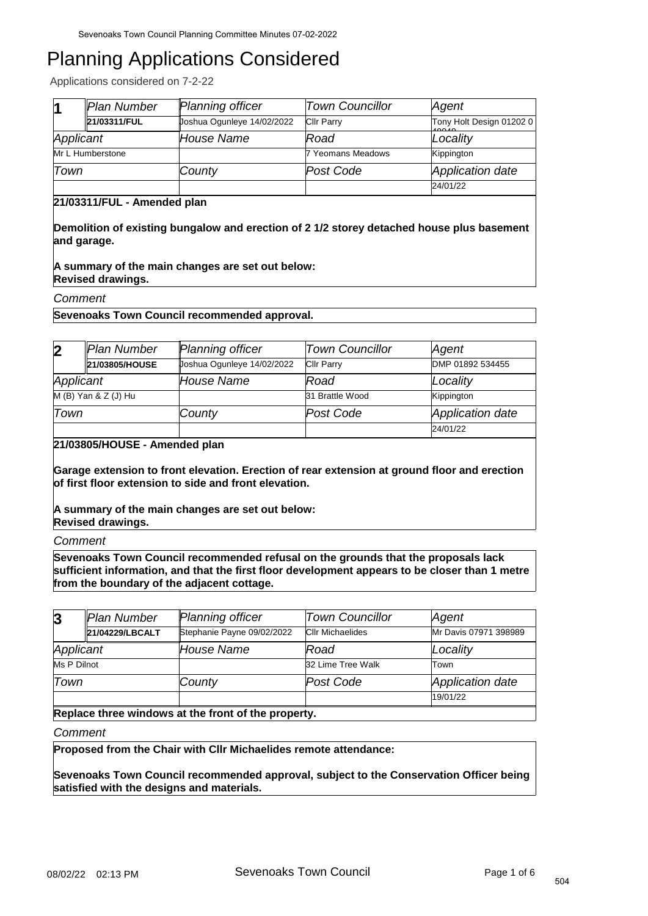# Planning Applications Considered

Applications considered on 7-2-22

| 1 | *Plan Number* | *Planning officer* | *Town Councillor* | *Agent* |
|---|---|---|---|---|
| | **21/03311/FUL** | Joshua Ogunleye 14/02/2022 | Cllr Parry | Tony Holt Design 01202 0 |
| *Applicant* | | *House Name* | *Road* | *Locality* |
| Mr L Humberstone | | | 7 Yeomans Meadows | Kippington |
| *Town* | | *County* | *Post Code* | *Application date* |
| | | | | 24/01/22 |

**21/03311/FUL - Amended plan**

**Demolition of existing bungalow and erection of 2 1/2 storey detached house plus basement and garage.**

**A summary of the main changes are set out below:**
**Revised drawings.**

*Comment*

**Sevenoaks Town Council recommended approval.**

| 2 | *Plan Number* | *Planning officer* | *Town Councillor* | *Agent* |
|---|---|---|---|---|
| | **21/03805/HOUSE** | Joshua Ogunleye 14/02/2022 | Cllr Parry | DMP 01892 534455 |
| *Applicant* | | *House Name* | *Road* | *Locality* |
| M (B) Yan & Z (J) Hu | | | 31 Brattle Wood | Kippington |
| *Town* | | *County* | *Post Code* | *Application date* |
| | | | | 24/01/22 |

**21/03805/HOUSE - Amended plan**

**Garage extension to front elevation. Erection of rear extension at ground floor and erection of first floor extension to side and front elevation.**

**A summary of the main changes are set out below:**
**Revised drawings.**

*Comment*

**Sevenoaks Town Council recommended refusal on the grounds that the proposals lack sufficient information, and that the first floor development appears to be closer than 1 metre from the boundary of the adjacent cottage.**

| 3 | *Plan Number* | *Planning officer* | *Town Councillor* | *Agent* |
|---|---|---|---|---|
| | **21/04229/LBCALT** | Stephanie Payne 09/02/2022 | Cllr Michaelides | Mr Davis 07971 398989 |
| *Applicant* | | *House Name* | *Road* | *Locality* |
| Ms P Dilnot | | | 32 Lime Tree Walk | Town |
| *Town* | | *County* | *Post Code* | *Application date* |
| | | | | 19/01/22 |

**Replace three windows at the front of the property.**

*Comment*

**Proposed from the Chair with Cllr Michaelides remote attendance:**

**Sevenoaks Town Council recommended approval, subject to the Conservation Officer being satisfied with the designs and materials.**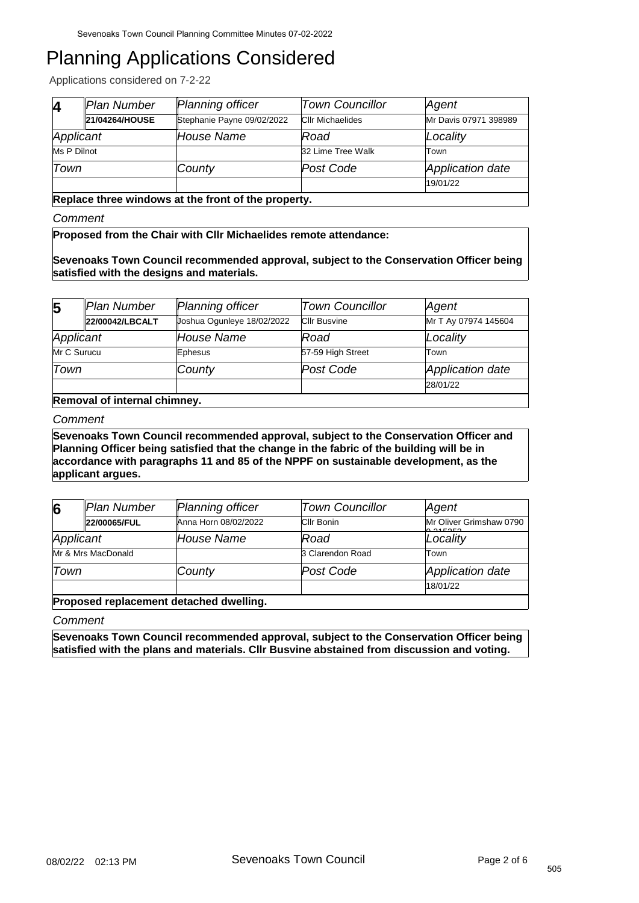# Planning Applications Considered

Applications considered on 7-2-22

| 4 | Plan Number | Planning officer | Town Councillor | Agent |
|---|---|---|---|---|
| | **21/04264/HOUSE** | Stephanie Payne 09/02/2022 | Cllr Michaelides | Mr Davis 07971 398989 |
| Applicant | | House Name | Road | Locality |
| Ms P Dilnot | | | 32 Lime Tree Walk | Town |
| Town | | County | Post Code | Application date |
| | | | | 19/01/22 |

**Replace three windows at the front of the property.**

*Comment*

**Proposed from the Chair with Cllr Michaelides remote attendance:**

**Sevenoaks Town Council recommended approval, subject to the Conservation Officer being satisfied with the designs and materials.**

| 5 | Plan Number | Planning officer | Town Councillor | Agent |
|---|---|---|---|---|
| | **22/00042/LBCALT** | Joshua Ogunleye 18/02/2022 | Cllr Busvine | Mr T Ay 07974 145604 |
| Applicant | | House Name | Road | Locality |
| Mr C Surucu | | Ephesus | 57-59 High Street | Town |
| Town | | County | Post Code | Application date |
| | | | | 28/01/22 |

**Removal of internal chimney.**

*Comment*

**Sevenoaks Town Council recommended approval, subject to the Conservation Officer and Planning Officer being satisfied that the change in the fabric of the building will be in accordance with paragraphs 11 and 85 of the NPPF on sustainable development, as the applicant argues.**

| 6 | Plan Number | Planning officer | Town Councillor | Agent |
|---|---|---|---|---|
| | **22/00065/FUL** | Anna Horn 08/02/2022 | Cllr Bonin | Mr Oliver Grimshaw 0790 0 315353 |
| Applicant | | House Name | Road | Locality |
| Mr & Mrs MacDonald | | | 3 Clarendon Road | Town |
| Town | | County | Post Code | Application date |
| | | | | 18/01/22 |

**Proposed replacement detached dwelling.**

*Comment*

**Sevenoaks Town Council recommended approval, subject to the Conservation Officer being satisfied with the plans and materials. Cllr Busvine abstained from discussion and voting.**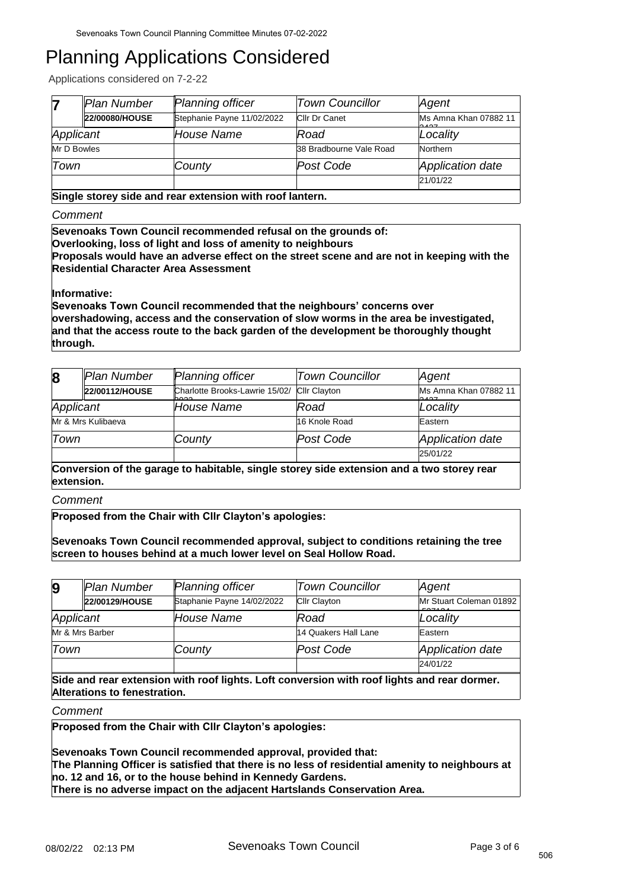# Planning Applications Considered

Applications considered on 7-2-22

| 7 | *Plan Number* | *Planning officer* | *Town Councillor* | *Agent* |
|---|---|---|---|---|
| | **22/00080/HOUSE** | Stephanie Payne 11/02/2022 | Cllr Dr Canet | Ms Amna Khan 07882 11 2437 |
| *Applicant* | | *House Name* | *Road* | *Locality* |
| Mr D Bowles | | | 38 Bradbourne Vale Road | Northern |
| *Town* | | *County* | *Post Code* | *Application date* |
| | | | | 21/01/22 |

**Single storey side and rear extension with roof lantern.**

*Comment*

**Sevenoaks Town Council recommended refusal on the grounds of:**
**Overlooking, loss of light and loss of amenity to neighbours**
**Proposals would have an adverse effect on the street scene and are not in keeping with the Residential Character Area Assessment**

**Informative:**
**Sevenoaks Town Council recommended that the neighbours' concerns over overshadowing, access and the conservation of slow worms in the area be investigated, and that the access route to the back garden of the development be thoroughly thought through.**

| 8 | *Plan Number* | *Planning officer* | *Town Councillor* | *Agent* |
|---|---|---|---|---|
| | **22/00112/HOUSE** | Charlotte Brooks-Lawrie 15/02/2022 | Cllr Clayton | Ms Amna Khan 07882 11 2437 |
| *Applicant* | | *House Name* | *Road* | *Locality* |
| Mr & Mrs Kulibaeva | | | 16 Knole Road | Eastern |
| *Town* | | *County* | *Post Code* | *Application date* |
| | | | | 25/01/22 |

**Conversion of the garage to habitable, single storey side extension and a two storey rear extension.**

*Comment*

**Proposed from the Chair with Cllr Clayton's apologies:**

**Sevenoaks Town Council recommended approval, subject to conditions retaining the tree screen to houses behind at a much lower level on Seal Hollow Road.**

| 9 | *Plan Number* | *Planning officer* | *Town Councillor* | *Agent* |
|---|---|---|---|---|
| | **22/00129/HOUSE** | Staphanie Payne 14/02/2022 | Cllr Clayton | Mr Stuart Coleman 01892 527124 |
| *Applicant* | | *House Name* | *Road* | *Locality* |
| Mr & Mrs Barber | | | 14 Quakers Hall Lane | Eastern |
| *Town* | | *County* | *Post Code* | *Application date* |
| | | | | 24/01/22 |

**Side and rear extension with roof lights. Loft conversion with roof lights and rear dormer. Alterations to fenestration.**

*Comment*

**Proposed from the Chair with Cllr Clayton's apologies:**

**Sevenoaks Town Council recommended approval, provided that:**
**The Planning Officer is satisfied that there is no less of residential amenity to neighbours at no. 12 and 16, or to the house behind in Kennedy Gardens.**
**There is no adverse impact on the adjacent Hartslands Conservation Area.**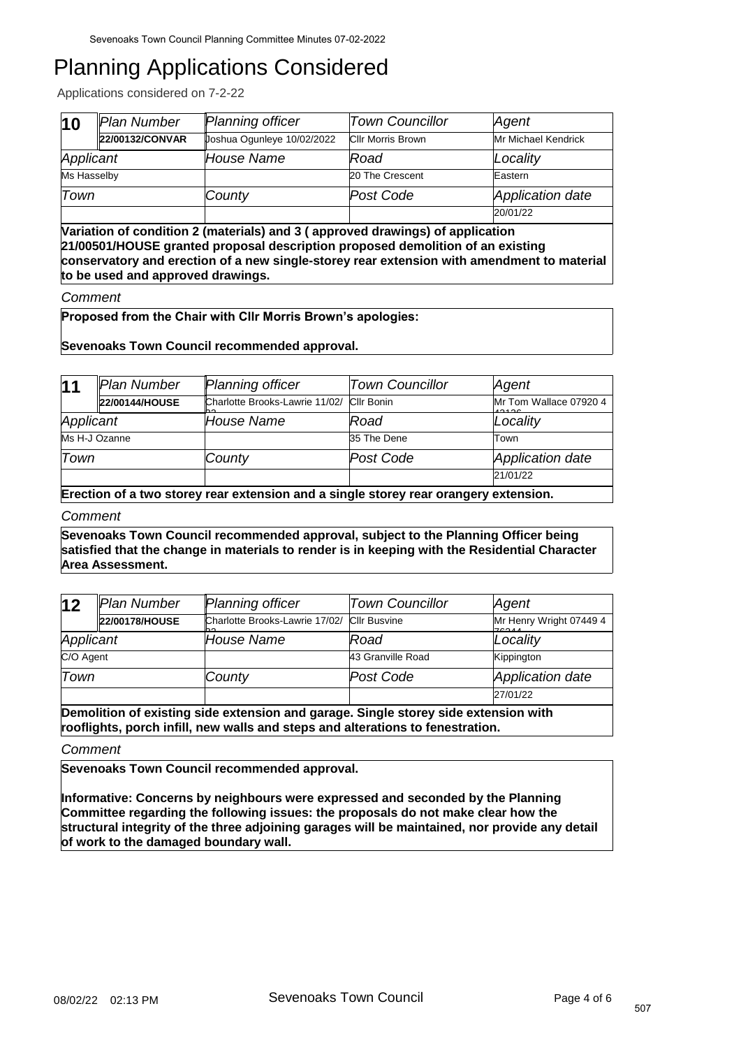# Planning Applications Considered

Applications considered on 7-2-22

| **10** | *Plan Number* | *Planning officer* | *Town Councillor* | *Agent* |
|---|---|---|---|---|
| | **22/00132/CONVAR** | Joshua Ogunleye 10/02/2022 | Cllr Morris Brown | Mr Michael Kendrick |
| *Applicant* | | *House Name* | *Road* | *Locality* |
| Ms Hasselby | | | 20 The Crescent | Eastern |
| *Town* | | *County* | *Post Code* | *Application date* |
| | | | | 20/01/22 |

**Variation of condition 2 (materials) and 3 ( approved drawings) of application 21/00501/HOUSE granted proposal description proposed demolition of an existing conservatory and erection of a new single-storey rear extension with amendment to material to be used and approved drawings.**

*Comment*

**Proposed from the Chair with Cllr Morris Brown's apologies:**

**Sevenoaks Town Council recommended approval.**

| **11** | *Plan Number* | *Planning officer* | *Town Councillor* | *Agent* |
|---|---|---|---|---|
| | **22/00144/HOUSE** | Charlotte Brooks-Lawrie 11/02/22 | Cllr Bonin | Mr Tom Wallace 07920 4 43136 |
| *Applicant* | | *House Name* | *Road* | *Locality* |
| Ms H-J Ozanne | | | 35 The Dene | Town |
| *Town* | | *County* | *Post Code* | *Application date* |
| | | | | 21/01/22 |

**Erection of a two storey rear extension and a single storey rear orangery extension.**

*Comment*

**Sevenoaks Town Council recommended approval, subject to the Planning Officer being satisfied that the change in materials to render is in keeping with the Residential Character Area Assessment.**

| **12** | *Plan Number* | *Planning officer* | *Town Councillor* | *Agent* |
|---|---|---|---|---|
| | **22/00178/HOUSE** | Charlotte Brooks-Lawrie 17/02/22 | Cllr Busvine | Mr Henry Wright 07449 4 76244 |
| *Applicant* | | *House Name* | *Road* | *Locality* |
| C/O Agent | | | 43 Granville Road | Kippington |
| *Town* | | *County* | *Post Code* | *Application date* |
| | | | | 27/01/22 |

**Demolition of existing side extension and garage. Single storey side extension with rooflights, porch infill, new walls and steps and alterations to fenestration.**

*Comment*

**Sevenoaks Town Council recommended approval.**

**Informative: Concerns by neighbours were expressed and seconded by the Planning Committee regarding the following issues: the proposals do not make clear how the structural integrity of the three adjoining garages will be maintained, nor provide any detail of work to the damaged boundary wall.**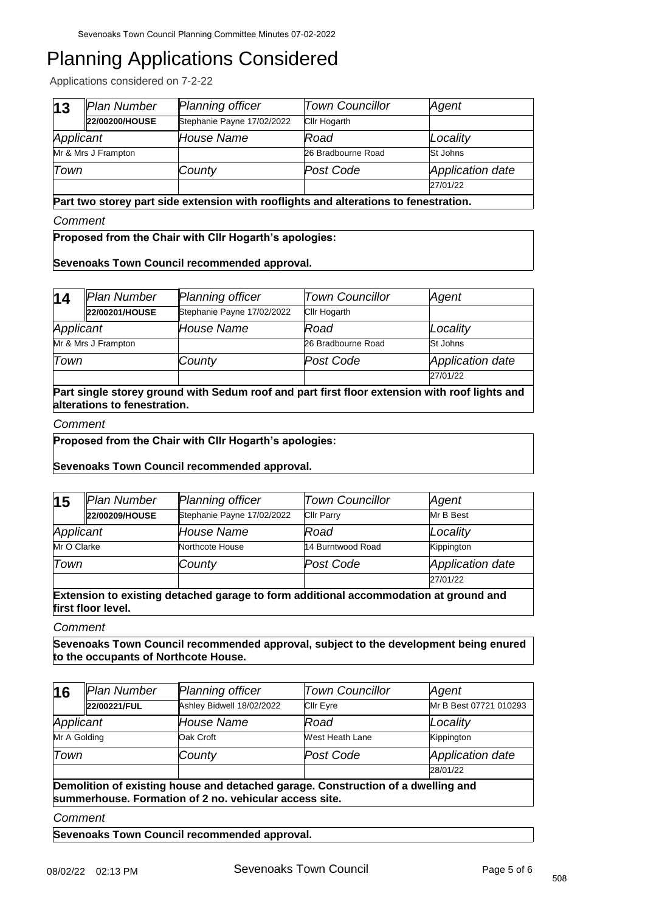# Planning Applications Considered

Applications considered on 7-2-22

| 13 | *Plan Number* | *Planning officer* | *Town Councillor* | *Agent* |
|---|---|---|---|---|
| | **22/00200/HOUSE** | Stephanie Payne 17/02/2022 | Cllr Hogarth | |
| *Applicant* | | *House Name* | *Road* | *Locality* |
| Mr & Mrs J Frampton | | | 26 Bradbourne Road | St Johns |
| *Town* | | *County* | *Post Code* | *Application date* |
| | | | | 27/01/22 |

**Part two storey part side extension with rooflights and alterations to fenestration.**

*Comment*

**Proposed from the Chair with Cllr Hogarth's apologies:**

**Sevenoaks Town Council recommended approval.**

| 14 | *Plan Number* | *Planning officer* | *Town Councillor* | *Agent* |
|---|---|---|---|---|
| | **22/00201/HOUSE** | Stephanie Payne 17/02/2022 | Cllr Hogarth | |
| *Applicant* | | *House Name* | *Road* | *Locality* |
| Mr & Mrs J Frampton | | | 26 Bradbourne Road | St Johns |
| *Town* | | *County* | *Post Code* | *Application date* |
| | | | | 27/01/22 |

**Part single storey ground with Sedum roof and part first floor extension with roof lights and alterations to fenestration.**

*Comment*

**Proposed from the Chair with Cllr Hogarth's apologies:**

**Sevenoaks Town Council recommended approval.**

| 15 | *Plan Number* | *Planning officer* | *Town Councillor* | *Agent* |
|---|---|---|---|---|
| | **22/00209/HOUSE** | Stephanie Payne 17/02/2022 | Cllr Parry | Mr B Best |
| *Applicant* | | *House Name* | *Road* | *Locality* |
| Mr O Clarke | | Northcote House | 14 Burntwood Road | Kippington |
| *Town* | | *County* | *Post Code* | *Application date* |
| | | | | 27/01/22 |

**Extension to existing detached garage to form additional accommodation at ground and first floor level.**

*Comment*

**Sevenoaks Town Council recommended approval, subject to the development being enured to the occupants of Northcote House.**

| 16 | *Plan Number* | *Planning officer* | *Town Councillor* | *Agent* |
|---|---|---|---|---|
| | **22/00221/FUL** | Ashley Bidwell 18/02/2022 | Cllr Eyre | Mr B Best 07721 010293 |
| *Applicant* | | *House Name* | *Road* | *Locality* |
| Mr A Golding | | Oak Croft | West Heath Lane | Kippington |
| *Town* | | *County* | *Post Code* | *Application date* |
| | | | | 28/01/22 |

**Demolition of existing house and detached garage. Construction of a dwelling and summerhouse. Formation of 2 no. vehicular access site.**

*Comment*

**Sevenoaks Town Council recommended approval.**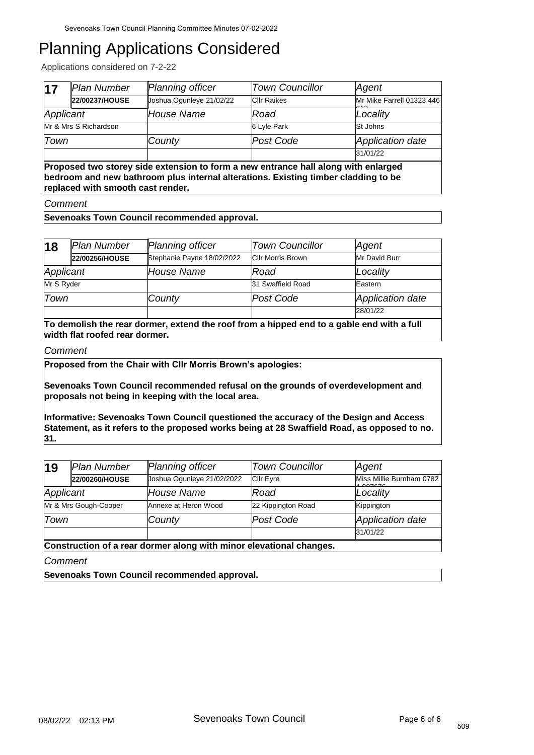# Planning Applications Considered

Applications considered on 7-2-22

| 17 | Plan Number | Planning officer | Town Councillor | Agent |
|---|---|---|---|---|
| | **22/00237/HOUSE** | Joshua Ogunleye 21/02/22 | Cllr Raikes | Mr Mike Farrell 01323 446 613 |
| Applicant | | House Name | Road | Locality |
| Mr & Mrs S Richardson | | | 6 Lyle Park | St Johns |
| Town | | County | Post Code | Application date |
| | | | | 31/01/22 |

**Proposed two storey side extension to form a new entrance hall along with enlarged bedroom and new bathroom plus internal alterations. Existing timber cladding to be replaced with smooth cast render.**

*Comment*

**Sevenoaks Town Council recommended approval.**

| 18 | Plan Number | Planning officer | Town Councillor | Agent |
|---|---|---|---|---|
| | **22/00256/HOUSE** | Stephanie Payne 18/02/2022 | Cllr Morris Brown | Mr David Burr |
| Applicant | | House Name | Road | Locality |
| Mr S Ryder | | | 31 Swaffield Road | Eastern |
| Town | | County | Post Code | Application date |
| | | | | 28/01/22 |

**To demolish the rear dormer, extend the roof from a hipped end to a gable end with a full width flat roofed rear dormer.**

*Comment*

**Proposed from the Chair with Cllr Morris Brown's apologies:**

**Sevenoaks Town Council recommended refusal on the grounds of overdevelopment and proposals not being in keeping with the local area.**

**Informative: Sevenoaks Town Council questioned the accuracy of the Design and Access Statement, as it refers to the proposed works being at 28 Swaffield Road, as opposed to no. 31.**

| 19 | Plan Number | Planning officer | Town Councillor | Agent |
|---|---|---|---|---|
| | **22/00260/HOUSE** | Joshua Ogunleye 21/02/2022 | Cllr Eyre | Miss Millie Burnham 0782 4 307676 |
| Applicant | | House Name | Road | Locality |
| Mr & Mrs Gough-Cooper | | Annexe at Heron Wood | 22 Kippington Road | Kippington |
| Town | | County | Post Code | Application date |
| | | | | 31/01/22 |

**Construction of a rear dormer along with minor elevational changes.**

*Comment*

**Sevenoaks Town Council recommended approval.**